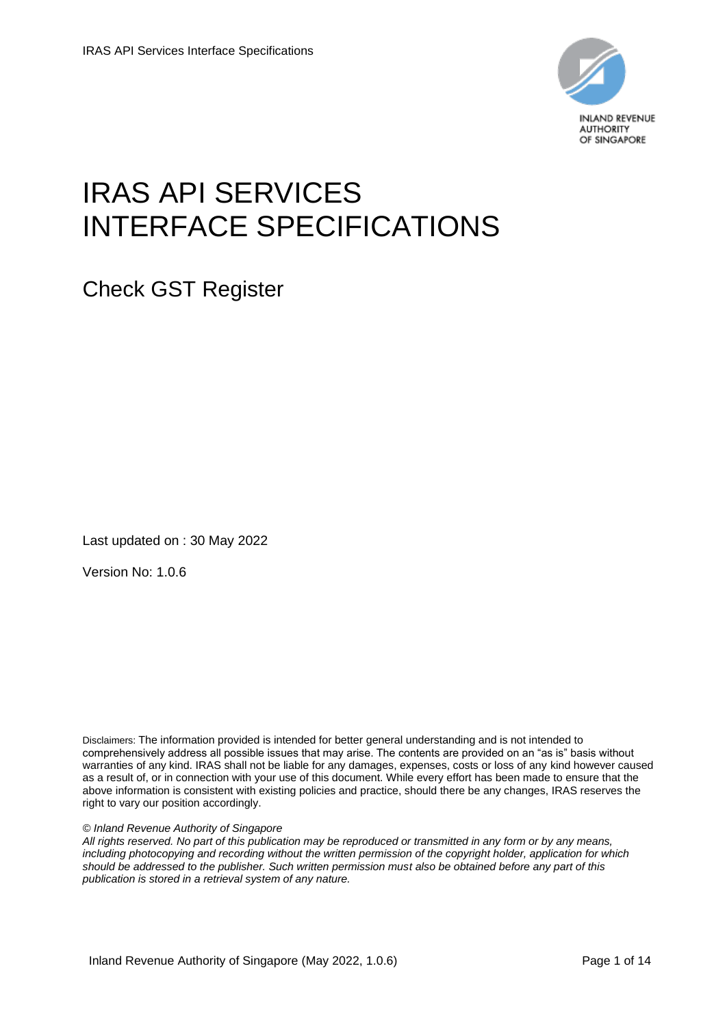# IRAS API SERVICES INTERFACE SPECIFICATIONS

## Check GST Register

Last updated on : 30 May 2022

Version No: 1.0.6

Disclaimers: The information provided is intended for better general understanding and is not intended to comprehensively address all possible issues that may arise. The contents are provided on an "as is" basis without warranties of any kind. IRAS shall not be liable for any damages, expenses, costs or loss of any kind however caused as a result of, or in connection with your use of this document. While every effort has been made to ensure that the above information is consistent with existing policies and practice, should there be any changes, IRAS reserves the right to vary our position accordingly.

*© Inland Revenue Authority of Singapore*

*All rights reserved. No part of this publication may be reproduced or transmitted in any form or by any means, including photocopying and recording without the written permission of the copyright holder, application for which should be addressed to the publisher. Such written permission must also be obtained before any part of this publication is stored in a retrieval system of any nature.*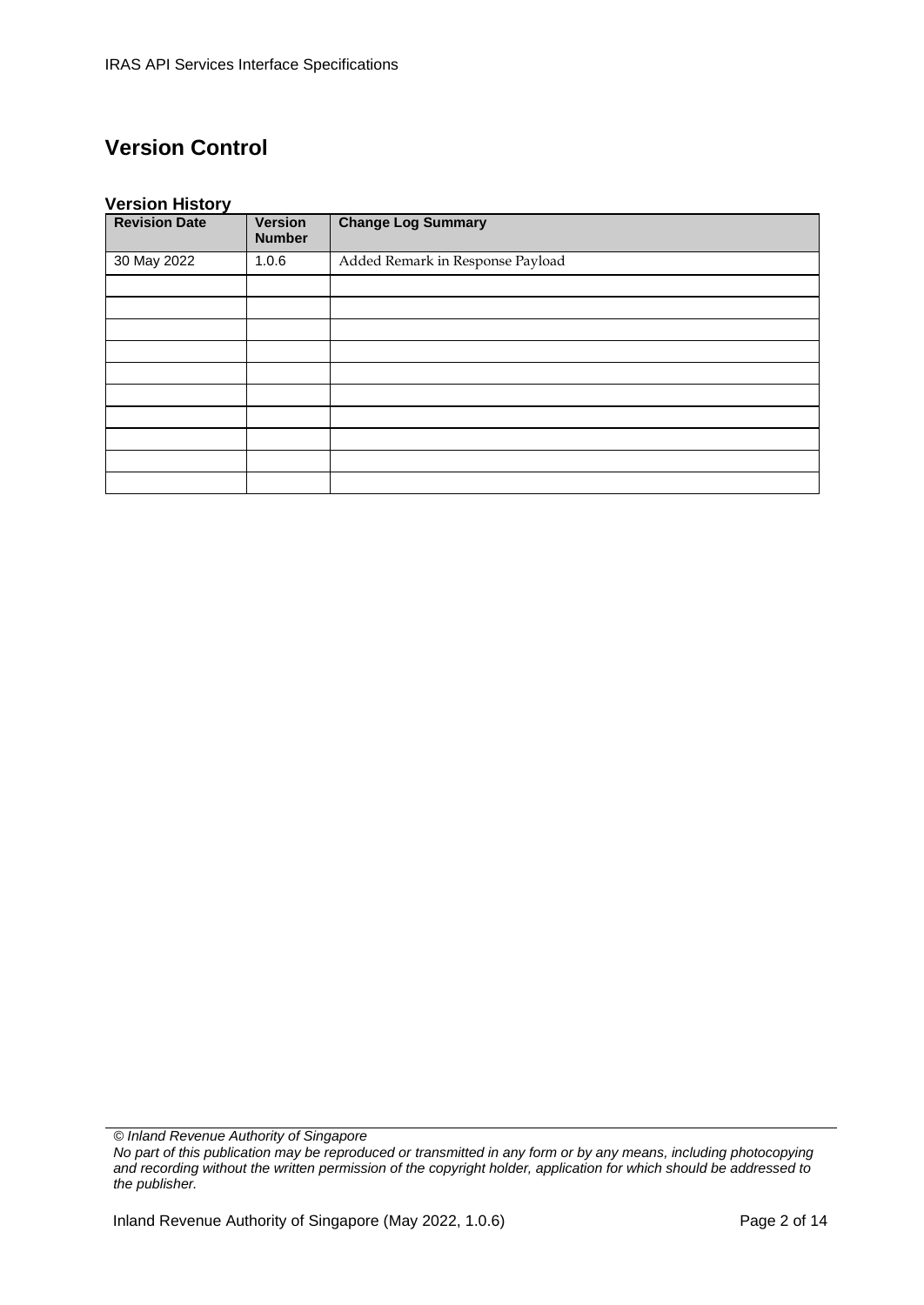# Version Control

### Version History

| Revision Date | Version Number | Change Log Summary |
|---|---|---|
| 30 May 2022 | 1.0.6 | Added Remark in Response Payload |
| | | |
| | | |
| | | |
| | | |
| | | |
| | | |
| | | |
| | | |
| | | |
| | | |

*© Inland Revenue Authority of Singapore*
*No part of this publication may be reproduced or transmitted in any form or by any means, including photocopying and recording without the written permission of the copyright holder, application for which should be addressed to the publisher.*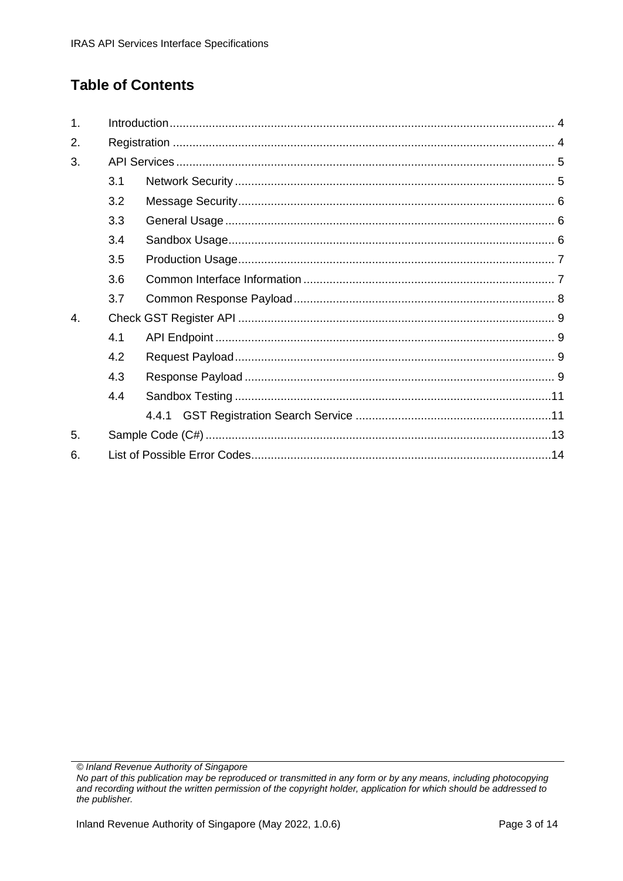## Table of Contents

1. Introduction ..... 4
2. Registration ..... 4
3. API Services ..... 5
   - 3.1 Network Security ..... 5
   - 3.2 Message Security ..... 6
   - 3.3 General Usage ..... 6
   - 3.4 Sandbox Usage ..... 6
   - 3.5 Production Usage ..... 7
   - 3.6 Common Interface Information ..... 7
   - 3.7 Common Response Payload ..... 8
4. Check GST Register API ..... 9
   - 4.1 API Endpoint ..... 9
   - 4.2 Request Payload ..... 9
   - 4.3 Response Payload ..... 9
   - 4.4 Sandbox Testing ..... 11
     - 4.4.1 GST Registration Search Service ..... 11
5. Sample Code (C#) ..... 13
6. List of Possible Error Codes ..... 14

*© Inland Revenue Authority of Singapore*
*No part of this publication may be reproduced or transmitted in any form or by any means, including photocopying and recording without the written permission of the copyright holder, application for which should be addressed to the publisher.*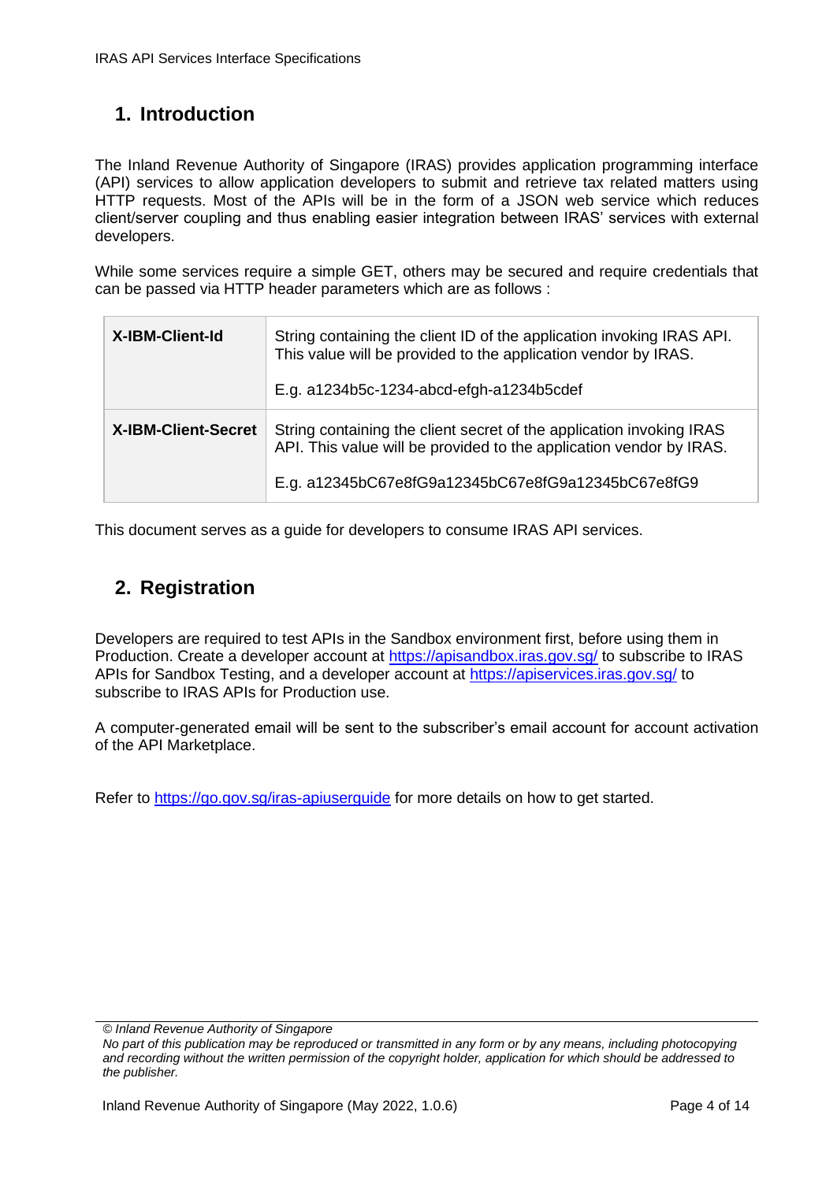## 1. Introduction

The Inland Revenue Authority of Singapore (IRAS) provides application programming interface (API) services to allow application developers to submit and retrieve tax related matters using HTTP requests. Most of the APIs will be in the form of a JSON web service which reduces client/server coupling and thus enabling easier integration between IRAS' services with external developers.

While some services require a simple GET, others may be secured and require credentials that can be passed via HTTP header parameters which are as follows :

| | |
|---|---|
| **X-IBM-Client-Id** | String containing the client ID of the application invoking IRAS API. This value will be provided to the application vendor by IRAS.<br><br>E.g. a1234b5c-1234-abcd-efgh-a1234b5cdef |
| **X-IBM-Client-Secret** | String containing the client secret of the application invoking IRAS API. This value will be provided to the application vendor by IRAS.<br><br>E.g. a12345bC67e8fG9a12345bC67e8fG9a12345bC67e8fG9 |

This document serves as a guide for developers to consume IRAS API services.

## 2. Registration

Developers are required to test APIs in the Sandbox environment first, before using them in Production. Create a developer account at https://apisandbox.iras.gov.sg/ to subscribe to IRAS APIs for Sandbox Testing, and a developer account at https://apiservices.iras.gov.sg/ to subscribe to IRAS APIs for Production use.

A computer-generated email will be sent to the subscriber's email account for account activation of the API Marketplace.

Refer to https://go.gov.sg/iras-apiuserguide for more details on how to get started.

*© Inland Revenue Authority of Singapore*
*No part of this publication may be reproduced or transmitted in any form or by any means, including photocopying and recording without the written permission of the copyright holder, application for which should be addressed to the publisher.*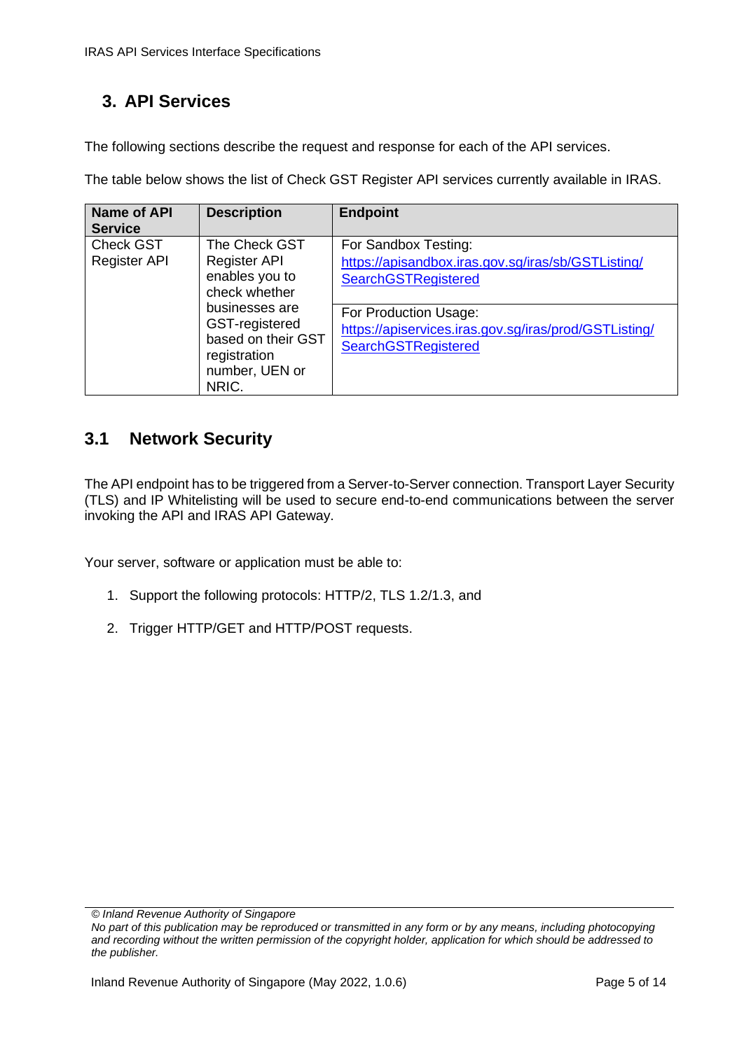# 3. API Services

The following sections describe the request and response for each of the API services.

The table below shows the list of Check GST Register API services currently available in IRAS.

| Name of API Service | Description | Endpoint |
|---|---|---|
| Check GST Register API | The Check GST Register API enables you to check whether businesses are GST-registered based on their GST registration number, UEN or NRIC. | For Sandbox Testing: https://apisandbox.iras.gov.sg/iras/sb/GSTListing/SearchGSTRegistered<br><br>For Production Usage: https://apiservices.iras.gov.sg/iras/prod/GSTListing/SearchGSTRegistered |

## 3.1 Network Security

The API endpoint has to be triggered from a Server-to-Server connection. Transport Layer Security (TLS) and IP Whitelisting will be used to secure end-to-end communications between the server invoking the API and IRAS API Gateway.

Your server, software or application must be able to:

1. Support the following protocols: HTTP/2, TLS 1.2/1.3, and
2. Trigger HTTP/GET and HTTP/POST requests.

*© Inland Revenue Authority of Singapore*
*No part of this publication may be reproduced or transmitted in any form or by any means, including photocopying and recording without the written permission of the copyright holder, application for which should be addressed to the publisher.*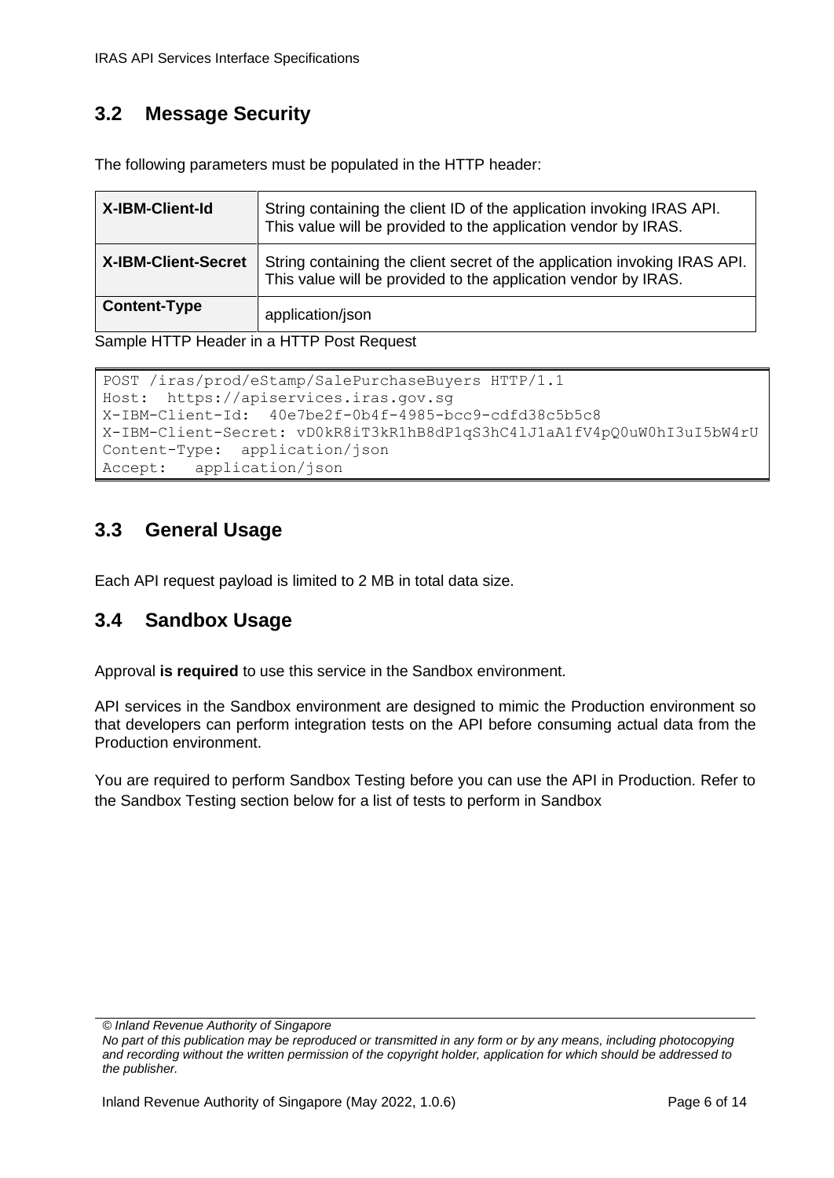## 3.2 Message Security

The following parameters must be populated in the HTTP header:

| | |
|---|---|
| **X-IBM-Client-Id** | String containing the client ID of the application invoking IRAS API. This value will be provided to the application vendor by IRAS. |
| **X-IBM-Client-Secret** | String containing the client secret of the application invoking IRAS API. This value will be provided to the application vendor by IRAS. |
| **Content-Type** | application/json |

Sample HTTP Header in a HTTP Post Request

```
POST /iras/prod/eStamp/SalePurchaseBuyers HTTP/1.1
Host:  https://apiservices.iras.gov.sg
X-IBM-Client-Id:  40e7be2f-0b4f-4985-bcc9-cdfd38c5b5c8
X-IBM-Client-Secret: vD0kR8iT3kR1hB8dP1qS3hC4lJ1aA1fV4pQ0uW0hI3uI5bW4rU
Content-Type:  application/json
Accept:   application/json
```

## 3.3 General Usage

Each API request payload is limited to 2 MB in total data size.

## 3.4 Sandbox Usage

Approval **is required** to use this service in the Sandbox environment.

API services in the Sandbox environment are designed to mimic the Production environment so that developers can perform integration tests on the API before consuming actual data from the Production environment.

You are required to perform Sandbox Testing before you can use the API in Production. Refer to the Sandbox Testing section below for a list of tests to perform in Sandbox

*© Inland Revenue Authority of Singapore*
*No part of this publication may be reproduced or transmitted in any form or by any means, including photocopying and recording without the written permission of the copyright holder, application for which should be addressed to the publisher.*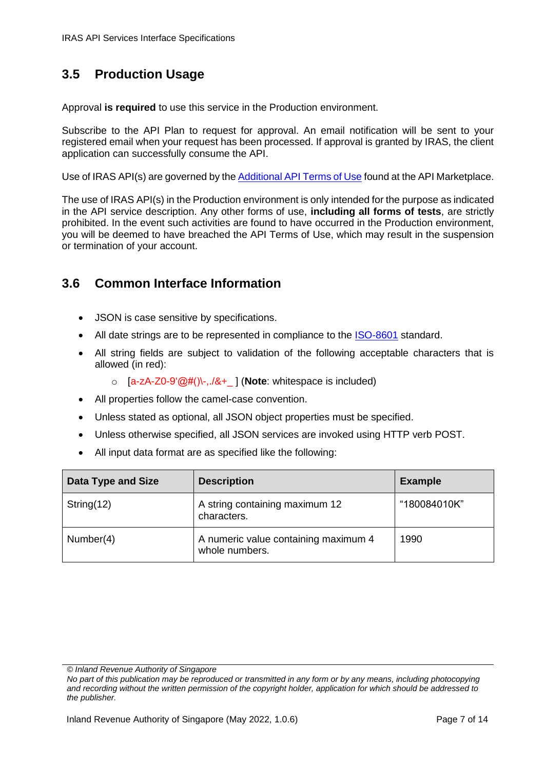## 3.5 Production Usage

Approval **is required** to use this service in the Production environment.

Subscribe to the API Plan to request for approval. An email notification will be sent to your registered email when your request has been processed. If approval is granted by IRAS, the client application can successfully consume the API.

Use of IRAS API(s) are governed by the Additional API Terms of Use found at the API Marketplace.

The use of IRAS API(s) in the Production environment is only intended for the purpose as indicated in the API service description. Any other forms of use, **including all forms of tests**, are strictly prohibited. In the event such activities are found to have occurred in the Production environment, you will be deemed to have breached the API Terms of Use, which may result in the suspension or termination of your account.

## 3.6 Common Interface Information

- JSON is case sensitive by specifications.
- All date strings are to be represented in compliance to the ISO-8601 standard.
- All string fields are subject to validation of the following acceptable characters that is allowed (in red):
  - [a-zA-Z0-9'@#()\-,./&+_ ] (**Note**: whitespace is included)
- All properties follow the camel-case convention.
- Unless stated as optional, all JSON object properties must be specified.
- Unless otherwise specified, all JSON services are invoked using HTTP verb POST.
- All input data format are as specified like the following:

| Data Type and Size | Description | Example |
|---|---|---|
| String(12) | A string containing maximum 12 characters. | "180084010K" |
| Number(4) | A numeric value containing maximum 4 whole numbers. | 1990 |

*© Inland Revenue Authority of Singapore*
*No part of this publication may be reproduced or transmitted in any form or by any means, including photocopying and recording without the written permission of the copyright holder, application for which should be addressed to the publisher.*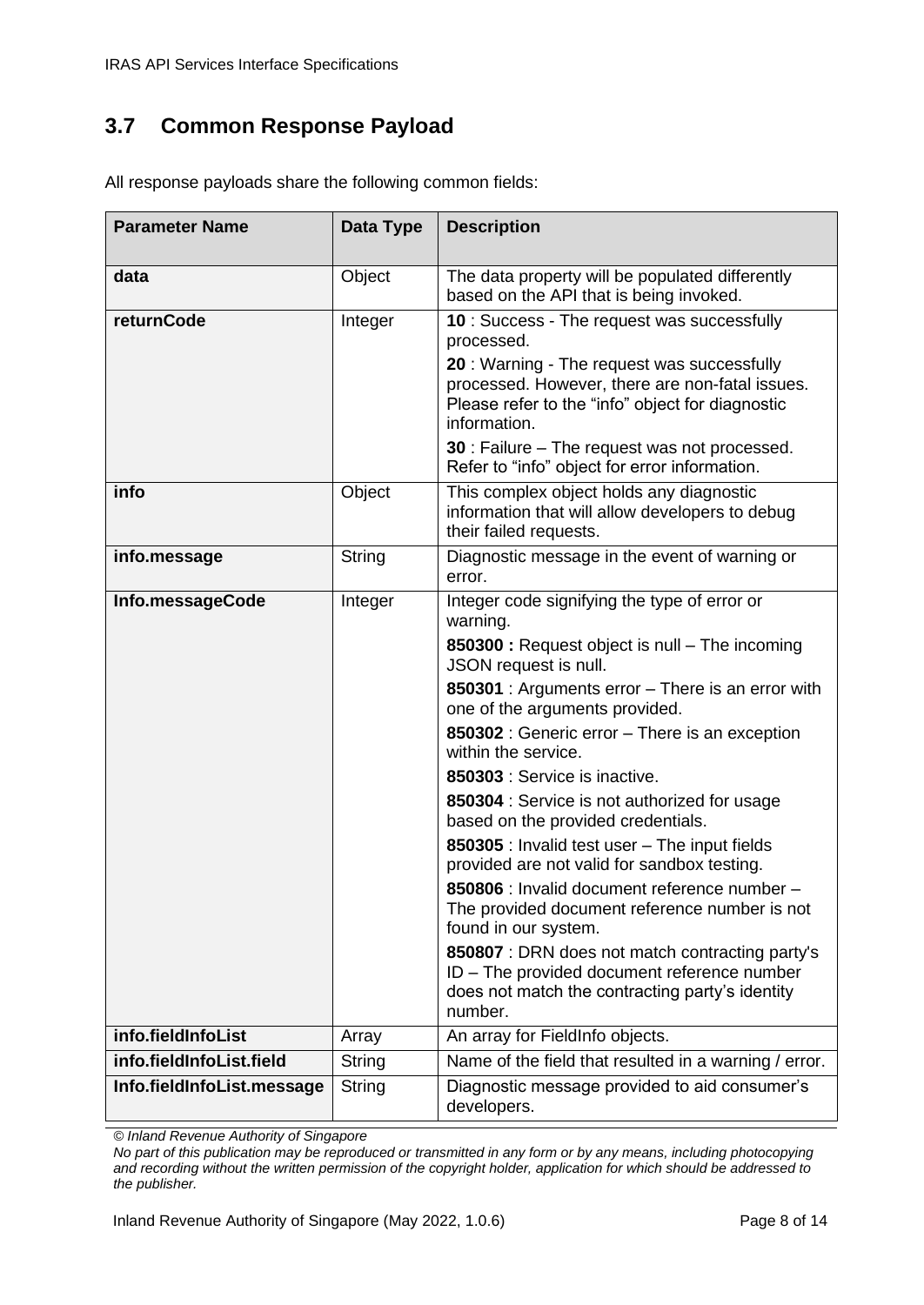## 3.7 Common Response Payload

All response payloads share the following common fields:

| Parameter Name | Data Type | Description |
|---|---|---|
| **data** | Object | The data property will be populated differently based on the API that is being invoked. |
| **returnCode** | Integer | **10** : Success - The request was successfully processed.<br>**20** : Warning - The request was successfully processed. However, there are non-fatal issues. Please refer to the "info" object for diagnostic information.<br>**30** : Failure – The request was not processed. Refer to "info" object for error information. |
| **info** | Object | This complex object holds any diagnostic information that will allow developers to debug their failed requests. |
| **info.message** | String | Diagnostic message in the event of warning or error. |
| **Info.messageCode** | Integer | Integer code signifying the type of error or warning.<br>**850300 :** Request object is null – The incoming JSON request is null.<br>**850301** : Arguments error – There is an error with one of the arguments provided.<br>**850302** : Generic error – There is an exception within the service.<br>**850303** : Service is inactive.<br>**850304** : Service is not authorized for usage based on the provided credentials.<br>**850305** : Invalid test user – The input fields provided are not valid for sandbox testing.<br>**850806** : Invalid document reference number – The provided document reference number is not found in our system.<br>**850807** : DRN does not match contracting party's ID – The provided document reference number does not match the contracting party's identity number. |
| **info.fieldInfoList** | Array | An array for FieldInfo objects. |
| **info.fieldInfoList.field** | String | Name of the field that resulted in a warning / error. |
| **Info.fieldInfoList.message** | String | Diagnostic message provided to aid consumer's developers. |

*© Inland Revenue Authority of Singapore*

*No part of this publication may be reproduced or transmitted in any form or by any means, including photocopying and recording without the written permission of the copyright holder, application for which should be addressed to the publisher.*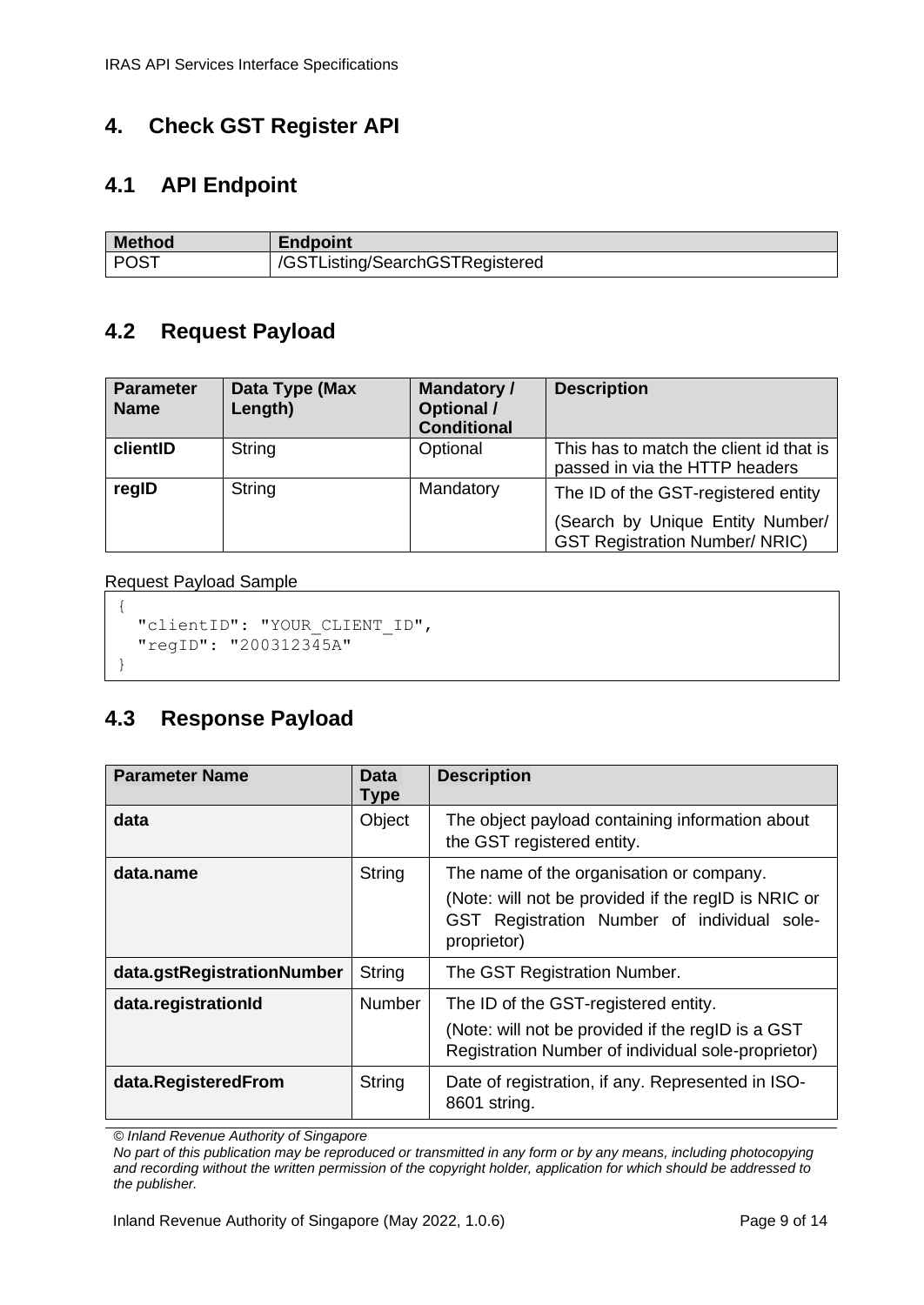## 4. Check GST Register API

### 4.1 API Endpoint

| Method | Endpoint |
|---|---|
| POST | /GSTListing/SearchGSTRegistered |

### 4.2 Request Payload

| Parameter Name | Data Type (Max Length) | Mandatory / Optional / Conditional | Description |
|---|---|---|---|
| **clientID** | String | Optional | This has to match the client id that is passed in via the HTTP headers |
| **regID** | String | Mandatory | The ID of the GST-registered entity<br><br>(Search by Unique Entity Number/ GST Registration Number/ NRIC) |

Request Payload Sample

```
{
  "clientID": "YOUR_CLIENT_ID",
  "regID": "200312345A"
}
```

### 4.3 Response Payload

| Parameter Name | Data Type | Description |
|---|---|---|
| **data** | Object | The object payload containing information about the GST registered entity. |
| **data.name** | String | The name of the organisation or company.<br><br>(Note: will not be provided if the regID is NRIC or GST Registration Number of individual sole-proprietor) |
| **data.gstRegistrationNumber** | String | The GST Registration Number. |
| **data.registrationId** | Number | The ID of the GST-registered entity.<br><br>(Note: will not be provided if the regID is a GST Registration Number of individual sole-proprietor) |
| **data.RegisteredFrom** | String | Date of registration, if any. Represented in ISO-8601 string. |

*© Inland Revenue Authority of Singapore*
*No part of this publication may be reproduced or transmitted in any form or by any means, including photocopying and recording without the written permission of the copyright holder, application for which should be addressed to the publisher.*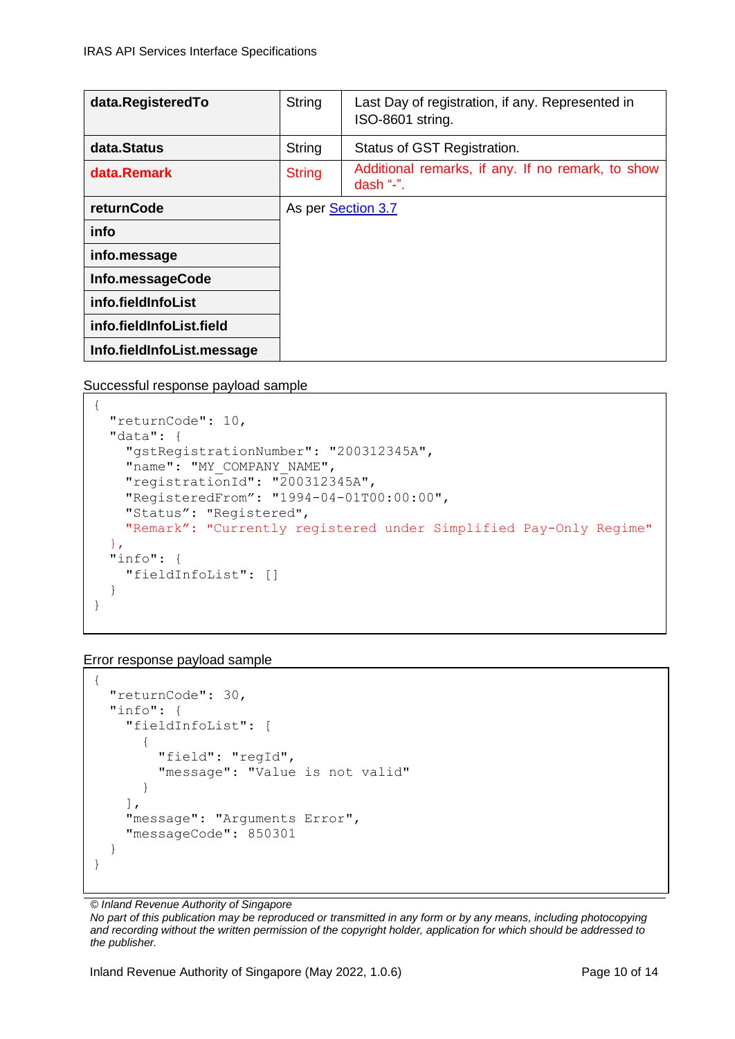| | | |
|---|---|---|
| **data.RegisteredTo** | String | Last Day of registration, if any. Represented in ISO-8601 string. |
| **data.Status** | String | Status of GST Registration. |
| **data.Remark** | String | Additional remarks, if any. If no remark, to show dash "-". |
| **returnCode** | As per Section 3.7 | |
| **info** | | |
| **info.message** | | |
| **Info.messageCode** | | |
| **info.fieldInfoList** | | |
| **info.fieldInfoList.field** | | |
| **Info.fieldInfoList.message** | | |

Successful response payload sample

```
{
  "returnCode": 10,
  "data": {
    "gstRegistrationNumber": "200312345A",
    "name": "MY_COMPANY_NAME",
    "registrationId": "200312345A",
    "RegisteredFrom": "1994-04-01T00:00:00",
    "Status": "Registered",
    "Remark": "Currently registered under Simplified Pay-Only Regime"
  },
  "info": {
    "fieldInfoList": []
  }
}
```

Error response payload sample

```
{
  "returnCode": 30,
  "info": {
    "fieldInfoList": [
      {
        "field": "regId",
        "message": "Value is not valid"
      }
    ],
    "message": "Arguments Error",
    "messageCode": 850301
  }
}
```

*© Inland Revenue Authority of Singapore*

*No part of this publication may be reproduced or transmitted in any form or by any means, including photocopying and recording without the written permission of the copyright holder, application for which should be addressed to the publisher.*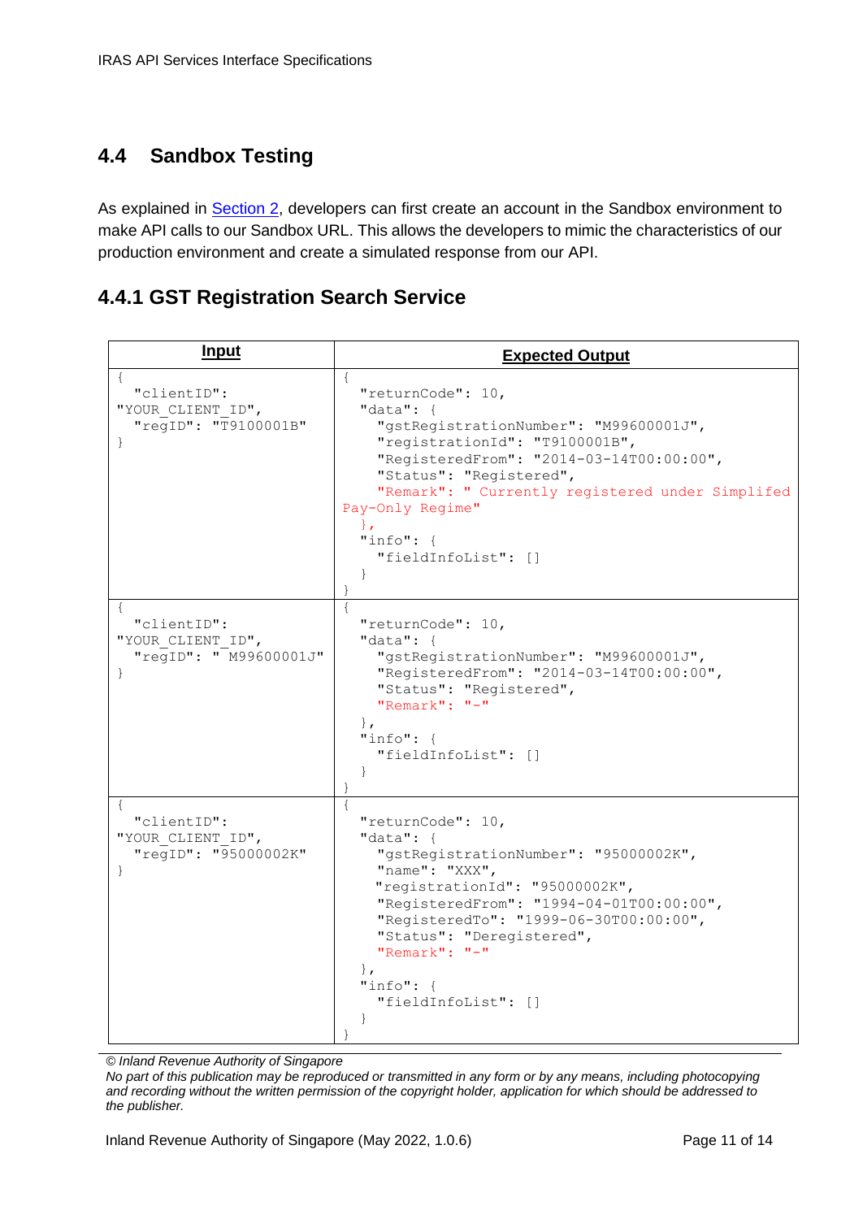## 4.4 Sandbox Testing

As explained in Section 2, developers can first create an account in the Sandbox environment to make API calls to our Sandbox URL. This allows the developers to mimic the characteristics of our production environment and create a simulated response from our API.

### 4.4.1 GST Registration Search Service

| **Input** | **Expected Output** |
|---|---|
| `{ "clientID": "YOUR_CLIENT_ID", "regID": "T9100001B" }` | `{ "returnCode": 10, "data": { "gstRegistrationNumber": "M99600001J", "registrationId": "T9100001B", "RegisteredFrom": "2014-03-14T00:00:00", "Status": "Registered", "Remark": " Currently registered under Simplifed Pay-Only Regime" }, "info": { "fieldInfoList": [] } }` |
| `{ "clientID": "YOUR_CLIENT_ID", "regID": " M99600001J" }` | `{ "returnCode": 10, "data": { "gstRegistrationNumber": "M99600001J", "RegisteredFrom": "2014-03-14T00:00:00", "Status": "Registered", "Remark": "-" }, "info": { "fieldInfoList": [] } }` |
| `{ "clientID": "YOUR_CLIENT_ID", "regID": "95000002K" }` | `{ "returnCode": 10, "data": { "gstRegistrationNumber": "95000002K", "name": "XXX", "registrationId": "95000002K", "RegisteredFrom": "1994-04-01T00:00:00", "RegisteredTo": "1999-06-30T00:00:00", "Status": "Deregistered", "Remark": "-" }, "info": { "fieldInfoList": [] } }` |

*© Inland Revenue Authority of Singapore*

*No part of this publication may be reproduced or transmitted in any form or by any means, including photocopying and recording without the written permission of the copyright holder, application for which should be addressed to the publisher.*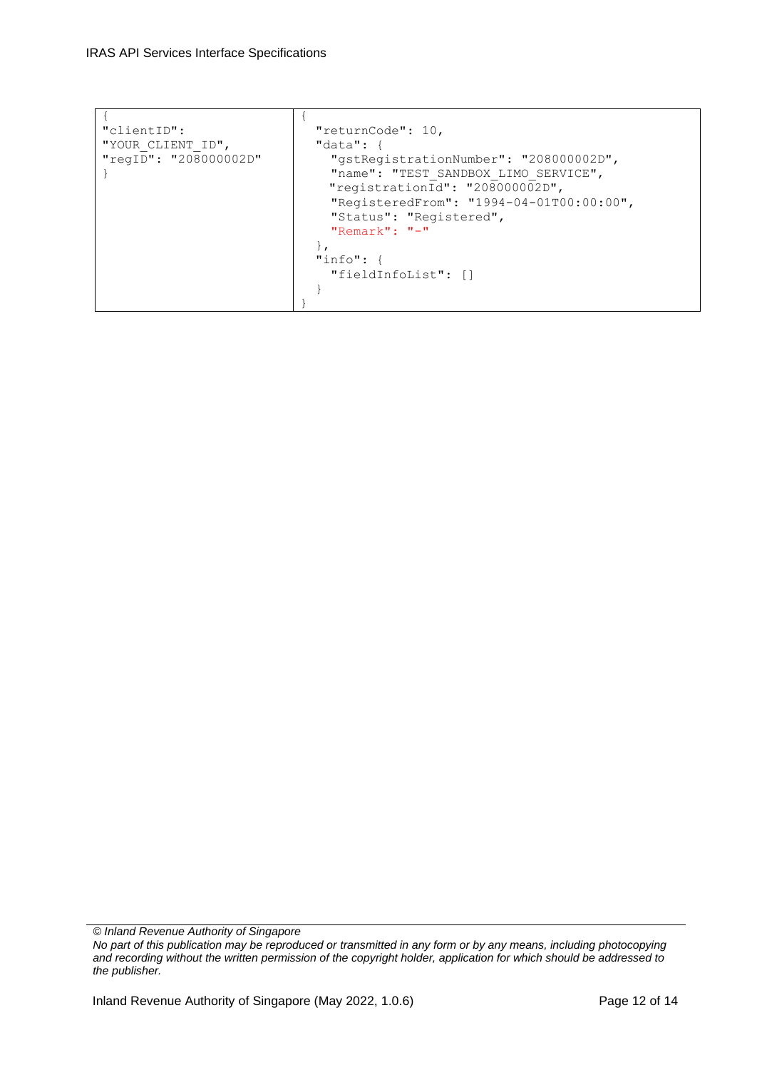| | |
|---|---|
| <pre>{<br>"clientID":<br>"YOUR_CLIENT_ID",<br>"regID": "208000002D"<br>}</pre> | <pre>{<br>  "returnCode": 10,<br>  "data": {<br>    "gstRegistrationNumber": "208000002D",<br>    "name": "TEST_SANDBOX_LIMO_SERVICE",<br>    "registrationId": "208000002D",<br>    "RegisteredFrom": "1994-04-01T00:00:00",<br>    "Status": "Registered",<br>    "Remark": "-"<br>  },<br>  "info": {<br>    "fieldInfoList": []<br>  }<br>}</pre> |

*© Inland Revenue Authority of Singapore*
*No part of this publication may be reproduced or transmitted in any form or by any means, including photocopying and recording without the written permission of the copyright holder, application for which should be addressed to the publisher.*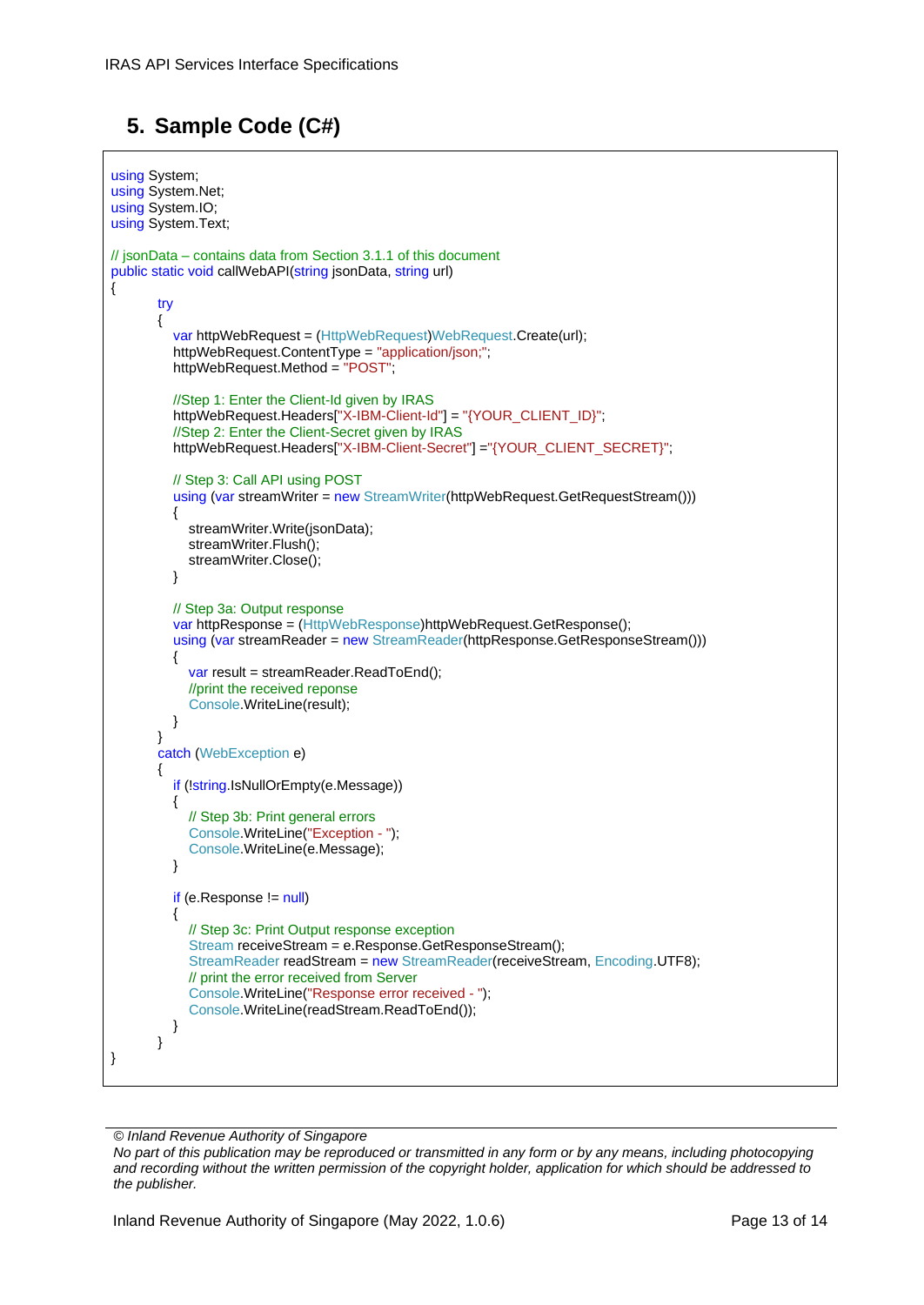## 5. Sample Code (C#)

```
using System;
using System.Net;
using System.IO;
using System.Text;

// jsonData – contains data from Section 3.1.1 of this document
public static void callWebAPI(string jsonData, string url)
{
        try
        {
            var httpWebRequest = (HttpWebRequest)WebRequest.Create(url);
            httpWebRequest.ContentType = "application/json;";
            httpWebRequest.Method = "POST";

            //Step 1: Enter the Client-Id given by IRAS
            httpWebRequest.Headers["X-IBM-Client-Id"] = "{YOUR_CLIENT_ID}";
            //Step 2: Enter the Client-Secret given by IRAS
            httpWebRequest.Headers["X-IBM-Client-Secret"] ="{YOUR_CLIENT_SECRET}";

            // Step 3: Call API using POST
            using (var streamWriter = new StreamWriter(httpWebRequest.GetRequestStream()))
            {
                streamWriter.Write(jsonData);
                streamWriter.Flush();
                streamWriter.Close();
            }

            // Step 3a: Output response
            var httpResponse = (HttpWebResponse)httpWebRequest.GetResponse();
            using (var streamReader = new StreamReader(httpResponse.GetResponseStream()))
            {
                var result = streamReader.ReadToEnd();
                //print the received reponse
                Console.WriteLine(result);
            }
        }
        catch (WebException e)
        {
            if (!string.IsNullOrEmpty(e.Message))
            {
                // Step 3b: Print general errors
                Console.WriteLine("Exception - ");
                Console.WriteLine(e.Message);
            }

            if (e.Response != null)
            {
                // Step 3c: Print Output response exception
                Stream receiveStream = e.Response.GetResponseStream();
                StreamReader readStream = new StreamReader(receiveStream, Encoding.UTF8);
                // print the error received from Server
                Console.WriteLine("Response error received - ");
                Console.WriteLine(readStream.ReadToEnd());
            }
        }
}
```

*© Inland Revenue Authority of Singapore*
*No part of this publication may be reproduced or transmitted in any form or by any means, including photocopying and recording without the written permission of the copyright holder, application for which should be addressed to the publisher.*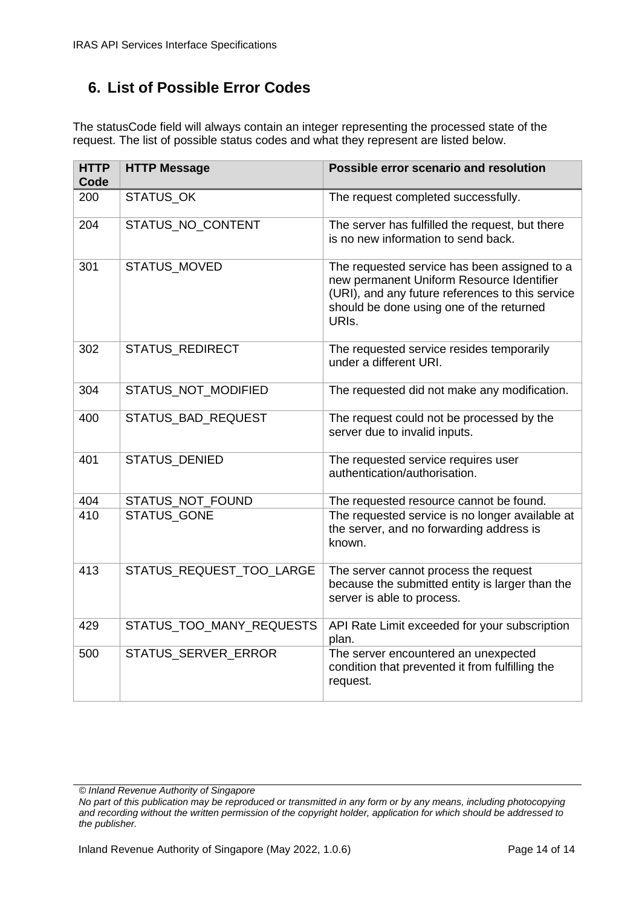## 6. List of Possible Error Codes

The statusCode field will always contain an integer representing the processed state of the request. The list of possible status codes and what they represent are listed below.

| HTTP Code | HTTP Message | Possible error scenario and resolution |
|---|---|---|
| 200 | STATUS_OK | The request completed successfully. |
| 204 | STATUS_NO_CONTENT | The server has fulfilled the request, but there is no new information to send back. |
| 301 | STATUS_MOVED | The requested service has been assigned to a new permanent Uniform Resource Identifier (URI), and any future references to this service should be done using one of the returned URIs. |
| 302 | STATUS_REDIRECT | The requested service resides temporarily under a different URI. |
| 304 | STATUS_NOT_MODIFIED | The requested did not make any modification. |
| 400 | STATUS_BAD_REQUEST | The request could not be processed by the server due to invalid inputs. |
| 401 | STATUS_DENIED | The requested service requires user authentication/authorisation. |
| 404 | STATUS_NOT_FOUND | The requested resource cannot be found. |
| 410 | STATUS_GONE | The requested service is no longer available at the server, and no forwarding address is known. |
| 413 | STATUS_REQUEST_TOO_LARGE | The server cannot process the request because the submitted entity is larger than the server is able to process. |
| 429 | STATUS_TOO_MANY_REQUESTS | API Rate Limit exceeded for your subscription plan. |
| 500 | STATUS_SERVER_ERROR | The server encountered an unexpected condition that prevented it from fulfilling the request. |

*© Inland Revenue Authority of Singapore*

*No part of this publication may be reproduced or transmitted in any form or by any means, including photocopying and recording without the written permission of the copyright holder, application for which should be addressed to the publisher.*